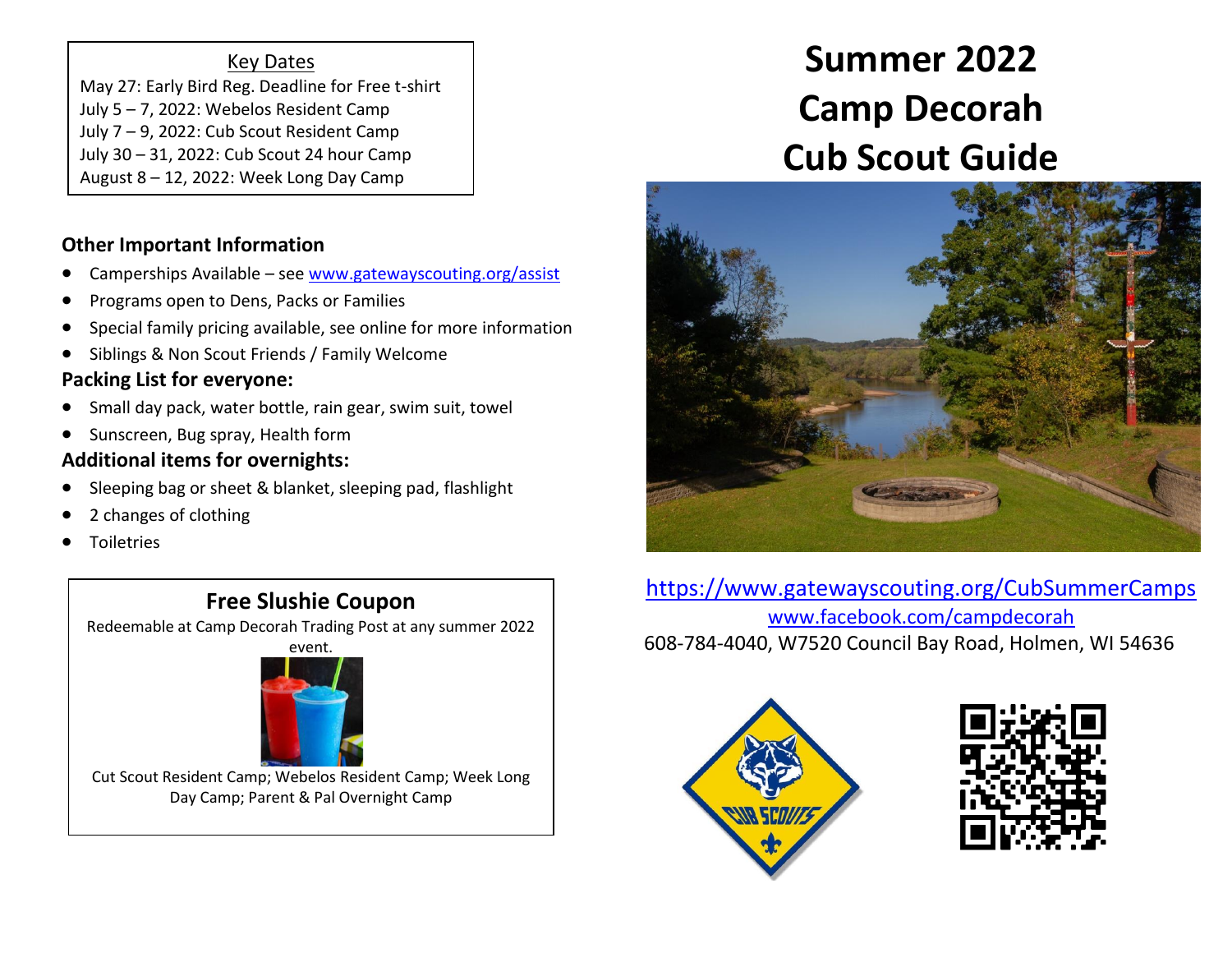# Summer 2022 Camp Decorah Cub Scout Guide

https://www.gatewayscouting.org/CubSummerCamps

www.facebook.com/campdecorah

608-784-4040, W7520 Council Bay Road, Holmen, WI 54636

## Key Dates

May 27: Early Bird Reg. Deadline for Free t-shirt
July 5 – 7, 2022: Webelos Resident Camp
July 7 – 9, 2022: Cub Scout Resident Camp
July 30 – 31, 2022: Cub Scout 24 hour Camp
August 8 – 12, 2022: Week Long Day Camp

### Other Important Information

- Camperships Available – see www.gatewayscouting.org/assist
- Programs open to Dens, Packs or Families
- Special family pricing available, see online for more information
- Siblings & Non Scout Friends / Family Welcome

### Packing List for everyone:

- Small day pack, water bottle, rain gear, swim suit, towel
- Sunscreen, Bug spray, Health form

### Additional items for overnights:

- Sleeping bag or sheet & blanket, sleeping pad, flashlight
- 2 changes of clothing
- Toiletries

### Free Slushie Coupon

Redeemable at Camp Decorah Trading Post at any summer 2022 event.

Cut Scout Resident Camp; Webelos Resident Camp; Week Long Day Camp; Parent & Pal Overnight Camp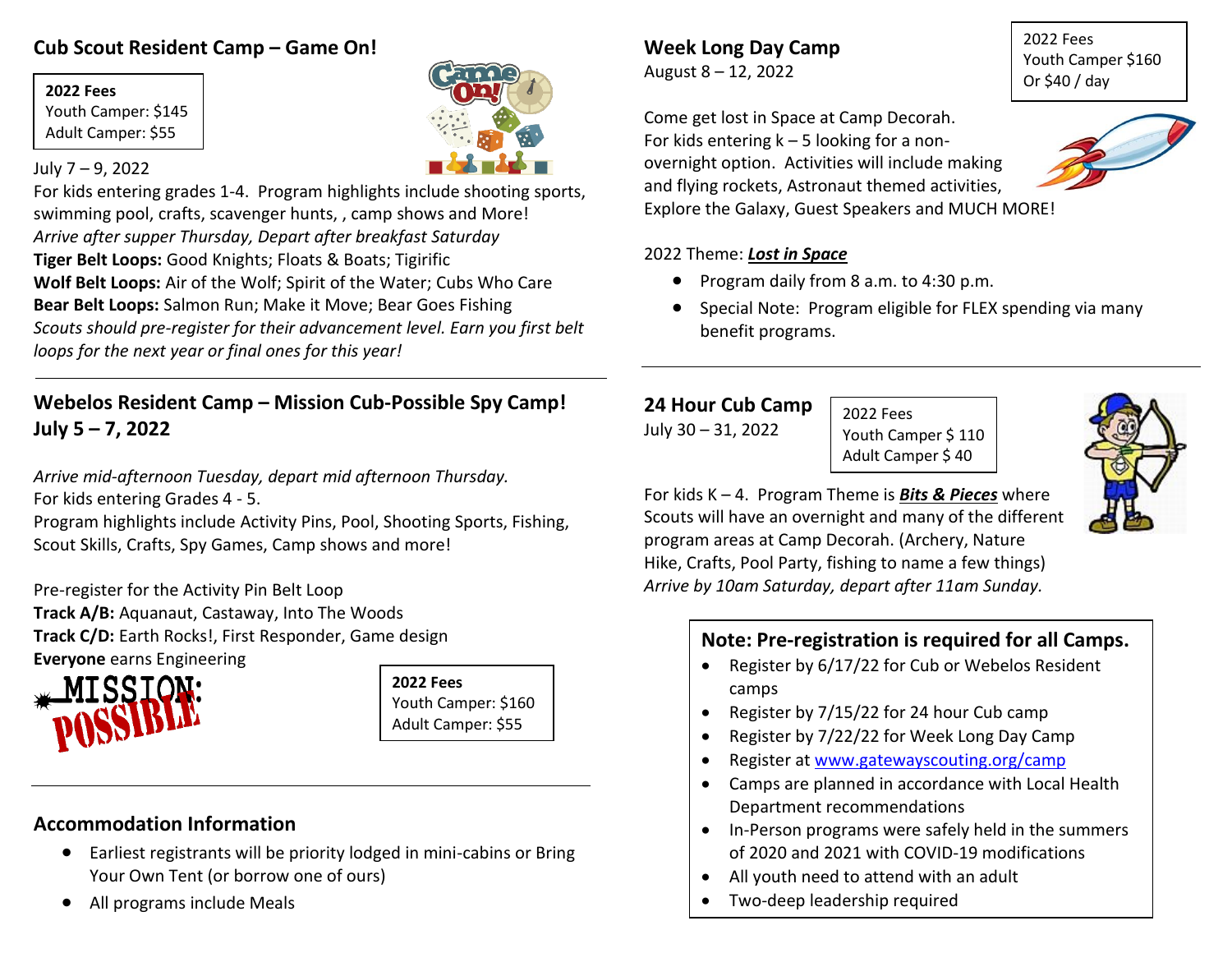## Cub Scout Resident Camp – Game On!

**2022 Fees**
Youth Camper: $145
Adult Camper: $55

July 7 – 9, 2022

For kids entering grades 1-4. Program highlights include shooting sports, swimming pool, crafts, scavenger hunts, , camp shows and More!

*Arrive after supper Thursday, Depart after breakfast Saturday*

**Tiger Belt Loops:** Good Knights; Floats & Boats; Tigirific
**Wolf Belt Loops:** Air of the Wolf; Spirit of the Water; Cubs Who Care
**Bear Belt Loops:** Salmon Run; Make it Move; Bear Goes Fishing

*Scouts should pre-register for their advancement level. Earn you first belt loops for the next year or final ones for this year!*

## Webelos Resident Camp – Mission Cub-Possible Spy Camp! July 5 – 7, 2022

*Arrive mid-afternoon Tuesday, depart mid afternoon Thursday.*
For kids entering Grades 4 - 5.
Program highlights include Activity Pins, Pool, Shooting Sports, Fishing, Scout Skills, Crafts, Spy Games, Camp shows and more!

Pre-register for the Activity Pin Belt Loop
**Track A/B:** Aquanaut, Castaway, Into The Woods
**Track C/D:** Earth Rocks!, First Responder, Game design
**Everyone** earns Engineering

**2022 Fees**
Youth Camper: $160
Adult Camper: $55

## Accommodation Information

- Earliest registrants will be priority lodged in mini-cabins or Bring Your Own Tent (or borrow one of ours)
- All programs include Meals

## Week Long Day Camp

August 8 – 12, 2022

2022 Fees
Youth Camper $160
Or $40 / day

Come get lost in Space at Camp Decorah. For kids entering k – 5 looking for a non-overnight option. Activities will include making and flying rockets, Astronaut themed activities, Explore the Galaxy, Guest Speakers and MUCH MORE!

2022 Theme: ***Lost in Space***

- Program daily from 8 a.m. to 4:30 p.m.
- Special Note: Program eligible for FLEX spending via many benefit programs.

## 24 Hour Cub Camp

July 30 – 31, 2022

2022 Fees
Youth Camper $ 110
Adult Camper $ 40

For kids K – 4. Program Theme is ***Bits & Pieces*** where Scouts will have an overnight and many of the different program areas at Camp Decorah. (Archery, Nature Hike, Crafts, Pool Party, fishing to name a few things)
*Arrive by 10am Saturday, depart after 11am Sunday.*

### Note: Pre-registration is required for all Camps.

- Register by 6/17/22 for Cub or Webelos Resident camps
- Register by 7/15/22 for 24 hour Cub camp
- Register by 7/22/22 for Week Long Day Camp
- Register at www.gatewayscouting.org/camp
- Camps are planned in accordance with Local Health Department recommendations
- In-Person programs were safely held in the summers of 2020 and 2021 with COVID-19 modifications
- All youth need to attend with an adult
- Two-deep leadership required